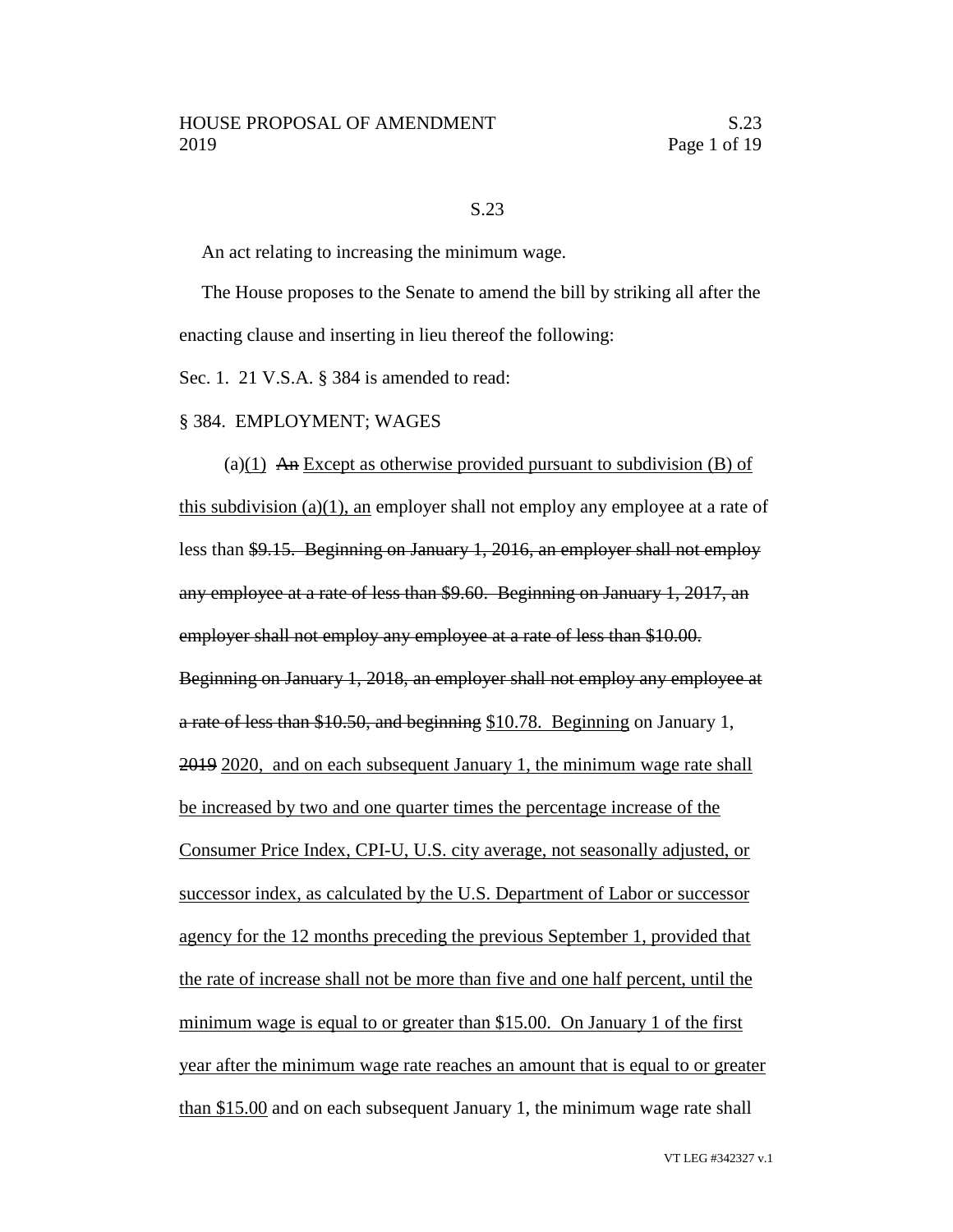S.23

An act relating to increasing the minimum wage.

The House proposes to the Senate to amend the bill by striking all after the enacting clause and inserting in lieu thereof the following:

Sec. 1. 21 V.S.A. § 384 is amended to read:

§ 384. EMPLOYMENT; WAGES

(a)<u>(1)</u> ~~An~~ <u>Except as otherwise provided pursuant to subdivision (B) of this subdivision (a)(1), an</u> employer shall not employ any employee at a rate of less than ~~$9.15. Beginning on January 1, 2016, an employer shall not employ any employee at a rate of less than $9.60. Beginning on January 1, 2017, an employer shall not employ any employee at a rate of less than $10.00. Beginning on January 1, 2018, an employer shall not employ any employee at a rate of less than $10.50, and beginning~~ <u>$10.78. Beginning</u> on January 1, ~~2019~~ <u>2020, and on each subsequent January 1, the minimum wage rate shall be increased by two and one quarter times the percentage increase of the Consumer Price Index, CPI-U, U.S. city average, not seasonally adjusted, or successor index, as calculated by the U.S. Department of Labor or successor agency for the 12 months preceding the previous September 1, provided that the rate of increase shall not be more than five and one half percent, until the minimum wage is equal to or greater than $15.00. On January 1 of the first year after the minimum wage rate reaches an amount that is equal to or greater than $15.00</u> and on each subsequent January 1, the minimum wage rate shall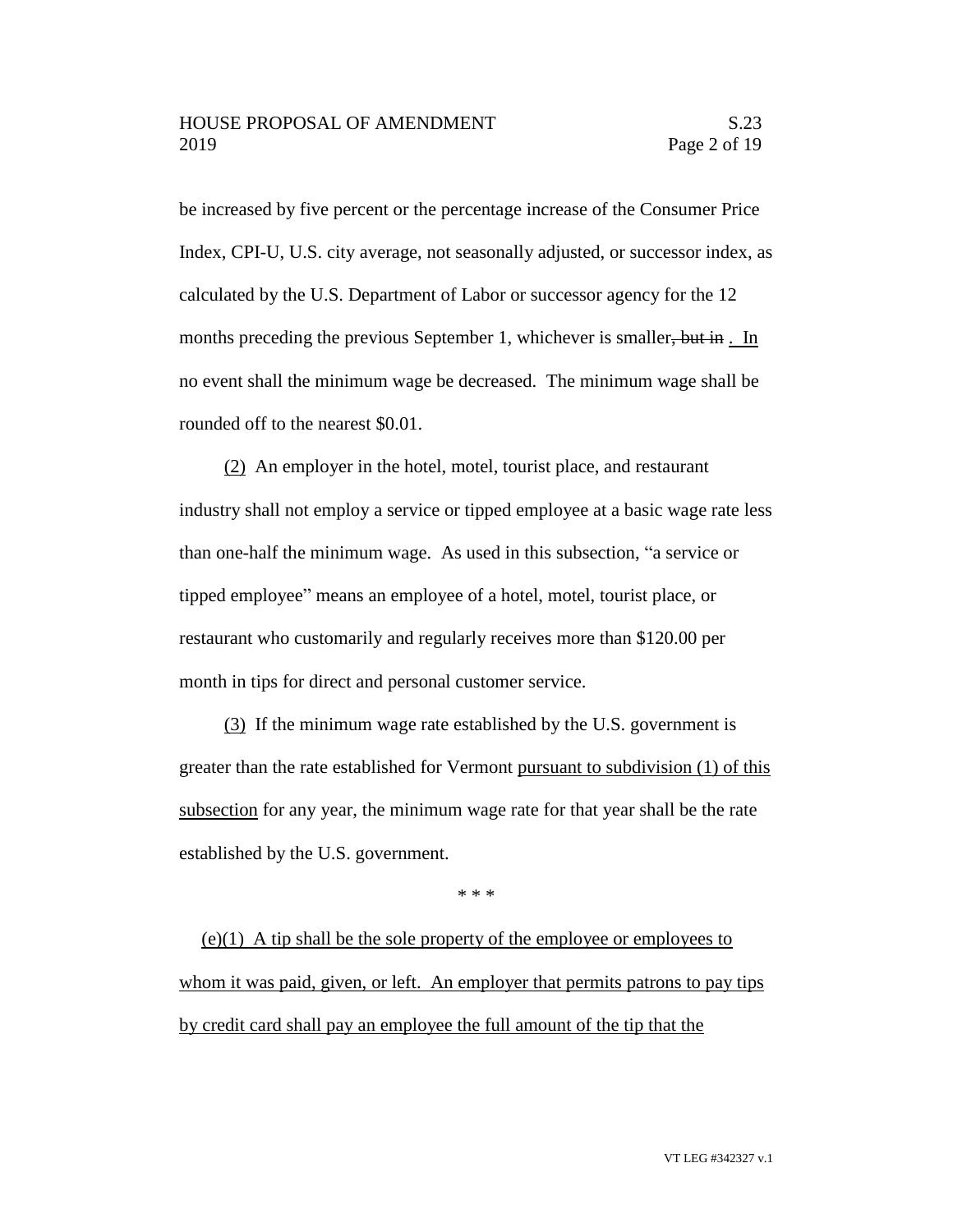be increased by five percent or the percentage increase of the Consumer Price Index, CPI-U, U.S. city average, not seasonally adjusted, or successor index, as calculated by the U.S. Department of Labor or successor agency for the 12 months preceding the previous September 1, whichever is smaller~~, but in~~ . In no event shall the minimum wage be decreased. The minimum wage shall be rounded off to the nearest $0.01.

<u>(2)</u> An employer in the hotel, motel, tourist place, and restaurant industry shall not employ a service or tipped employee at a basic wage rate less than one-half the minimum wage. As used in this subsection, "a service or tipped employee" means an employee of a hotel, motel, tourist place, or restaurant who customarily and regularly receives more than $120.00 per month in tips for direct and personal customer service.

<u>(3)</u> If the minimum wage rate established by the U.S. government is greater than the rate established for Vermont <u>pursuant to subdivision (1) of this subsection</u> for any year, the minimum wage rate for that year shall be the rate established by the U.S. government.

\* \* \*

<u>(e)(1) A tip shall be the sole property of the employee or employees to whom it was paid, given, or left. An employer that permits patrons to pay tips by credit card shall pay an employee the full amount of the tip that the</u>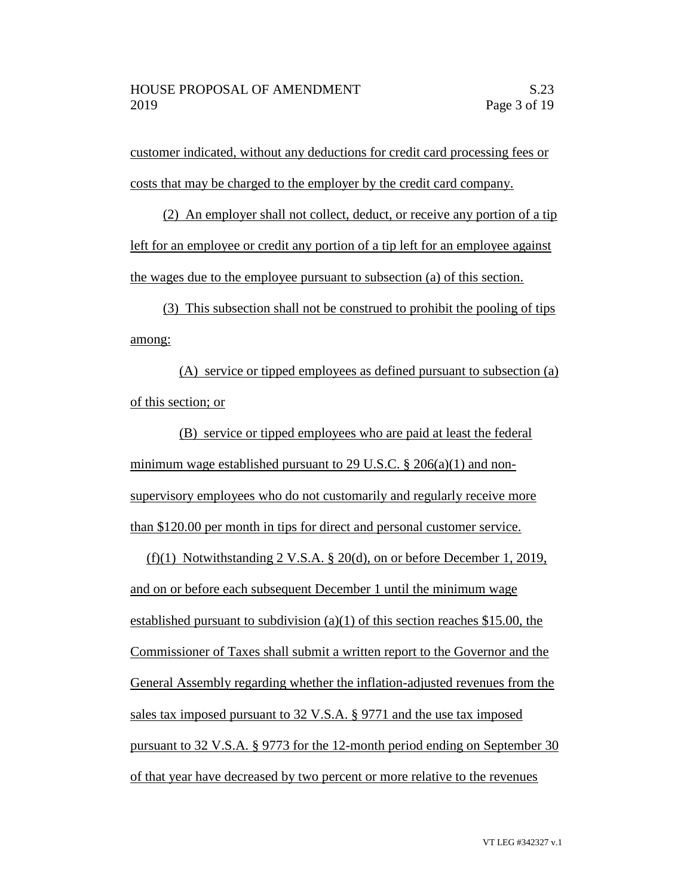customer indicated, without any deductions for credit card processing fees or costs that may be charged to the employer by the credit card company.

(2) An employer shall not collect, deduct, or receive any portion of a tip left for an employee or credit any portion of a tip left for an employee against the wages due to the employee pursuant to subsection (a) of this section.

(3) This subsection shall not be construed to prohibit the pooling of tips among:

(A) service or tipped employees as defined pursuant to subsection (a) of this section; or

(B) service or tipped employees who are paid at least the federal minimum wage established pursuant to 29 U.S.C. § 206(a)(1) and non-supervisory employees who do not customarily and regularly receive more than $120.00 per month in tips for direct and personal customer service.

(f)(1) Notwithstanding 2 V.S.A. § 20(d), on or before December 1, 2019, and on or before each subsequent December 1 until the minimum wage established pursuant to subdivision (a)(1) of this section reaches $15.00, the Commissioner of Taxes shall submit a written report to the Governor and the General Assembly regarding whether the inflation-adjusted revenues from the sales tax imposed pursuant to 32 V.S.A. § 9771 and the use tax imposed pursuant to 32 V.S.A. § 9773 for the 12-month period ending on September 30 of that year have decreased by two percent or more relative to the revenues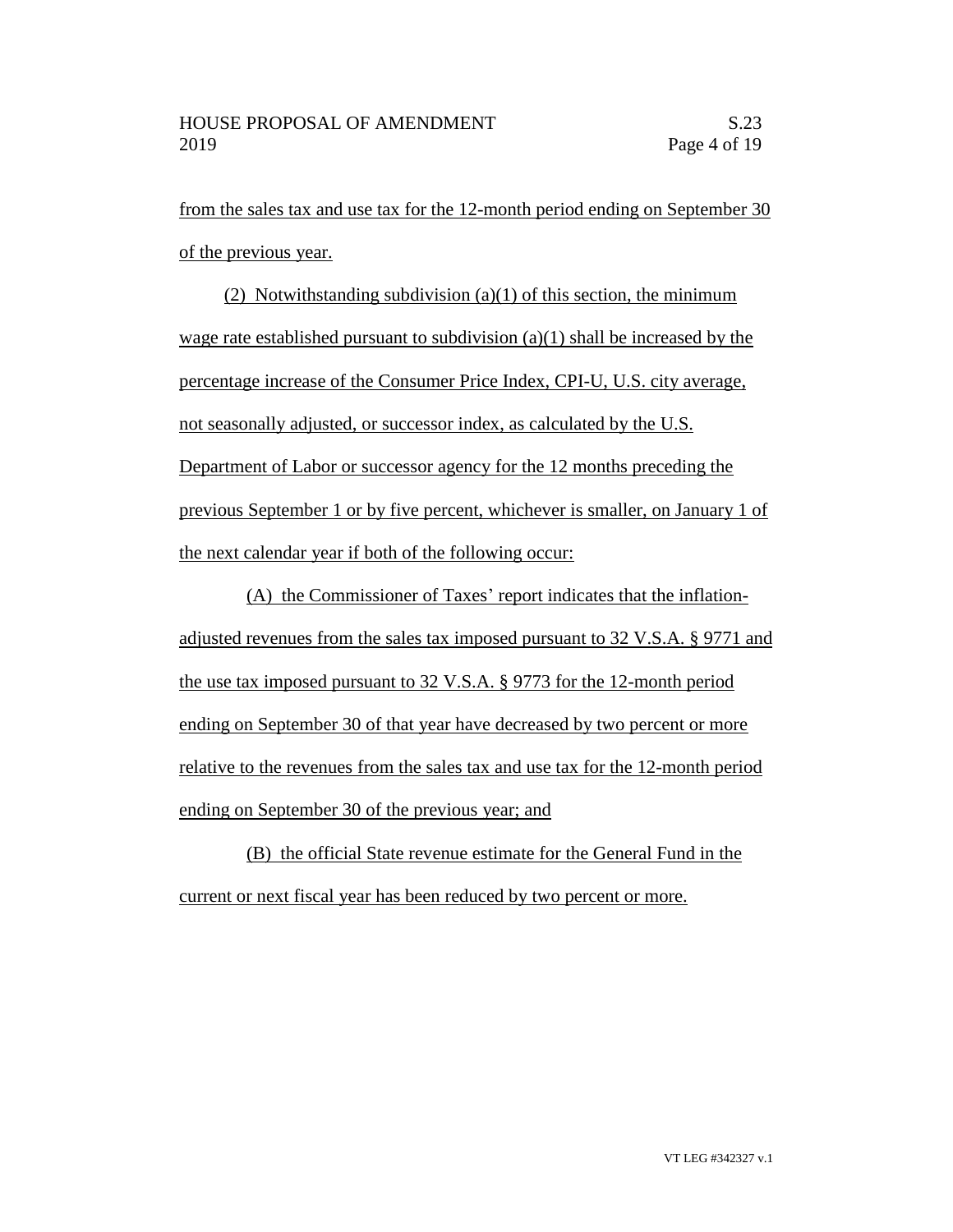from the sales tax and use tax for the 12-month period ending on September 30 of the previous year.

(2) Notwithstanding subdivision (a)(1) of this section, the minimum wage rate established pursuant to subdivision (a)(1) shall be increased by the percentage increase of the Consumer Price Index, CPI-U, U.S. city average, not seasonally adjusted, or successor index, as calculated by the U.S. Department of Labor or successor agency for the 12 months preceding the previous September 1 or by five percent, whichever is smaller, on January 1 of the next calendar year if both of the following occur:

(A) the Commissioner of Taxes' report indicates that the inflation-adjusted revenues from the sales tax imposed pursuant to 32 V.S.A. § 9771 and the use tax imposed pursuant to 32 V.S.A. § 9773 for the 12-month period ending on September 30 of that year have decreased by two percent or more relative to the revenues from the sales tax and use tax for the 12-month period ending on September 30 of the previous year; and

(B) the official State revenue estimate for the General Fund in the current or next fiscal year has been reduced by two percent or more.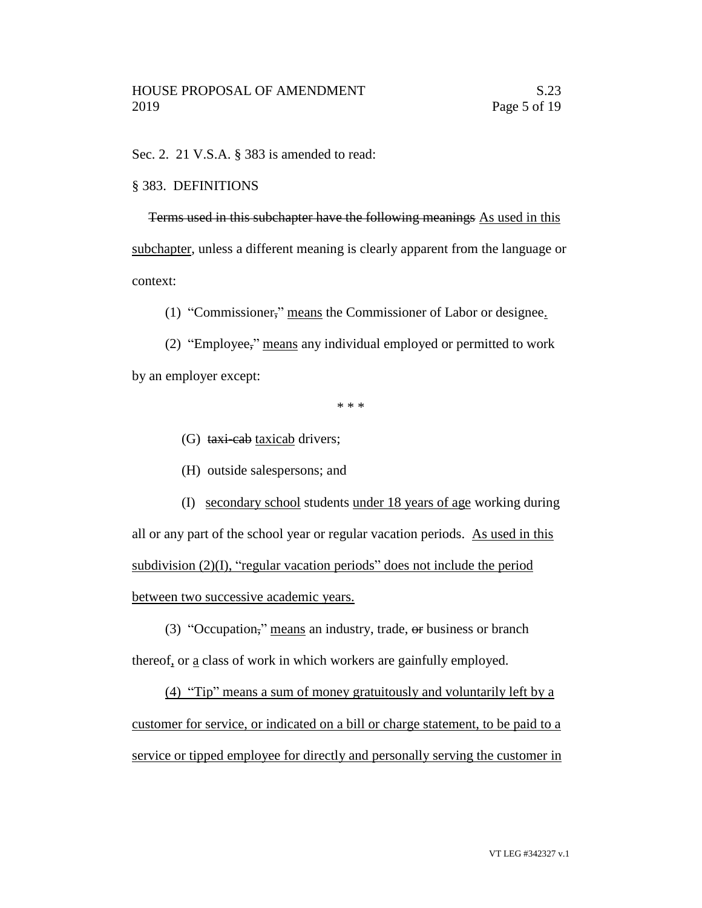Sec. 2. 21 V.S.A. § 383 is amended to read:

§ 383. DEFINITIONS

~~Terms used in this subchapter have the following meanings~~ <u>As used in this subchapter</u>, unless a different meaning is clearly apparent from the language or context:

(1) "Commissioner~~,~~" <u>means</u> the Commissioner of Labor or designee<u>.</u>

(2) "Employee~~,~~" <u>means</u> any individual employed or permitted to work by an employer except:

\* \* \*

(G) ~~taxi-cab~~ <u>taxicab</u> drivers;

(H) outside salespersons; and

(I) <u>secondary school</u> students <u>under 18 years of age</u> working during all or any part of the school year or regular vacation periods. <u>As used in this subdivision (2)(I), "regular vacation periods" does not include the period between two successive academic years.</u>

(3) "Occupation~~,~~" <u>means</u> an industry, trade, ~~or~~ business or branch thereof<u>,</u> or <u>a</u> class of work in which workers are gainfully employed.

<u>(4) "Tip" means a sum of money gratuitously and voluntarily left by a customer for service, or indicated on a bill or charge statement, to be paid to a service or tipped employee for directly and personally serving the customer in</u>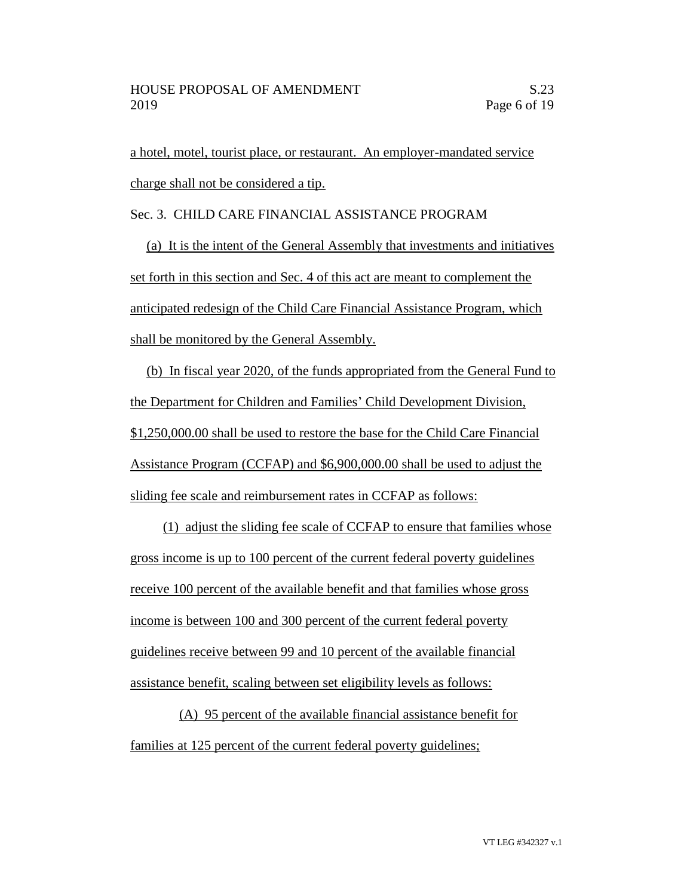a hotel, motel, tourist place, or restaurant. An employer-mandated service charge shall not be considered a tip.

Sec. 3. CHILD CARE FINANCIAL ASSISTANCE PROGRAM

(a) It is the intent of the General Assembly that investments and initiatives set forth in this section and Sec. 4 of this act are meant to complement the anticipated redesign of the Child Care Financial Assistance Program, which shall be monitored by the General Assembly.

(b) In fiscal year 2020, of the funds appropriated from the General Fund to the Department for Children and Families' Child Development Division, $1,250,000.00 shall be used to restore the base for the Child Care Financial Assistance Program (CCFAP) and $6,900,000.00 shall be used to adjust the sliding fee scale and reimbursement rates in CCFAP as follows:

(1) adjust the sliding fee scale of CCFAP to ensure that families whose gross income is up to 100 percent of the current federal poverty guidelines receive 100 percent of the available benefit and that families whose gross income is between 100 and 300 percent of the current federal poverty guidelines receive between 99 and 10 percent of the available financial assistance benefit, scaling between set eligibility levels as follows:

(A) 95 percent of the available financial assistance benefit for families at 125 percent of the current federal poverty guidelines;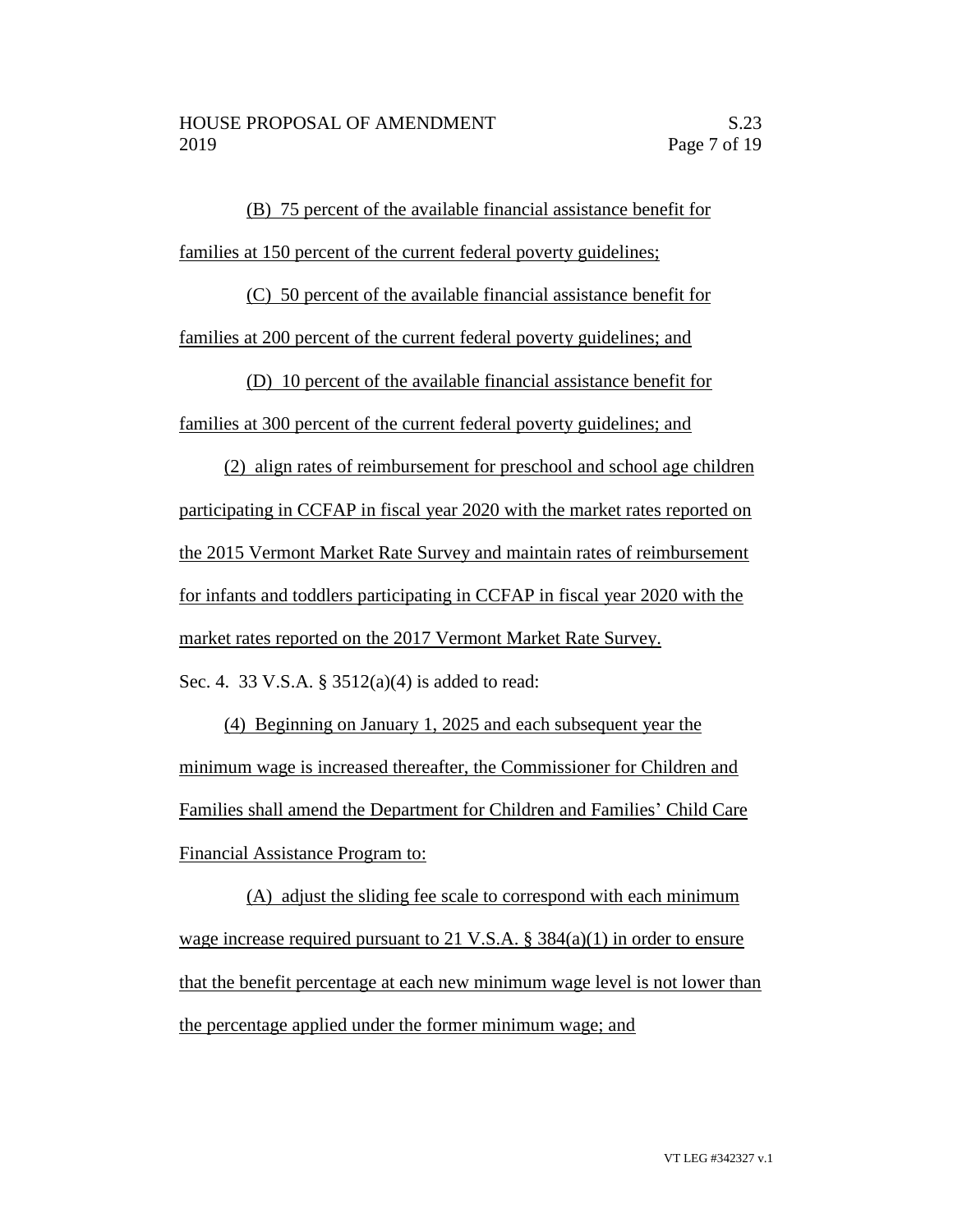(B) 75 percent of the available financial assistance benefit for families at 150 percent of the current federal poverty guidelines;

(C) 50 percent of the available financial assistance benefit for families at 200 percent of the current federal poverty guidelines; and

(D) 10 percent of the available financial assistance benefit for families at 300 percent of the current federal poverty guidelines; and

(2) align rates of reimbursement for preschool and school age children participating in CCFAP in fiscal year 2020 with the market rates reported on the 2015 Vermont Market Rate Survey and maintain rates of reimbursement for infants and toddlers participating in CCFAP in fiscal year 2020 with the market rates reported on the 2017 Vermont Market Rate Survey.

Sec. 4. 33 V.S.A. § 3512(a)(4) is added to read:

(4) Beginning on January 1, 2025 and each subsequent year the minimum wage is increased thereafter, the Commissioner for Children and Families shall amend the Department for Children and Families' Child Care Financial Assistance Program to:

(A) adjust the sliding fee scale to correspond with each minimum wage increase required pursuant to 21 V.S.A. § 384(a)(1) in order to ensure that the benefit percentage at each new minimum wage level is not lower than the percentage applied under the former minimum wage; and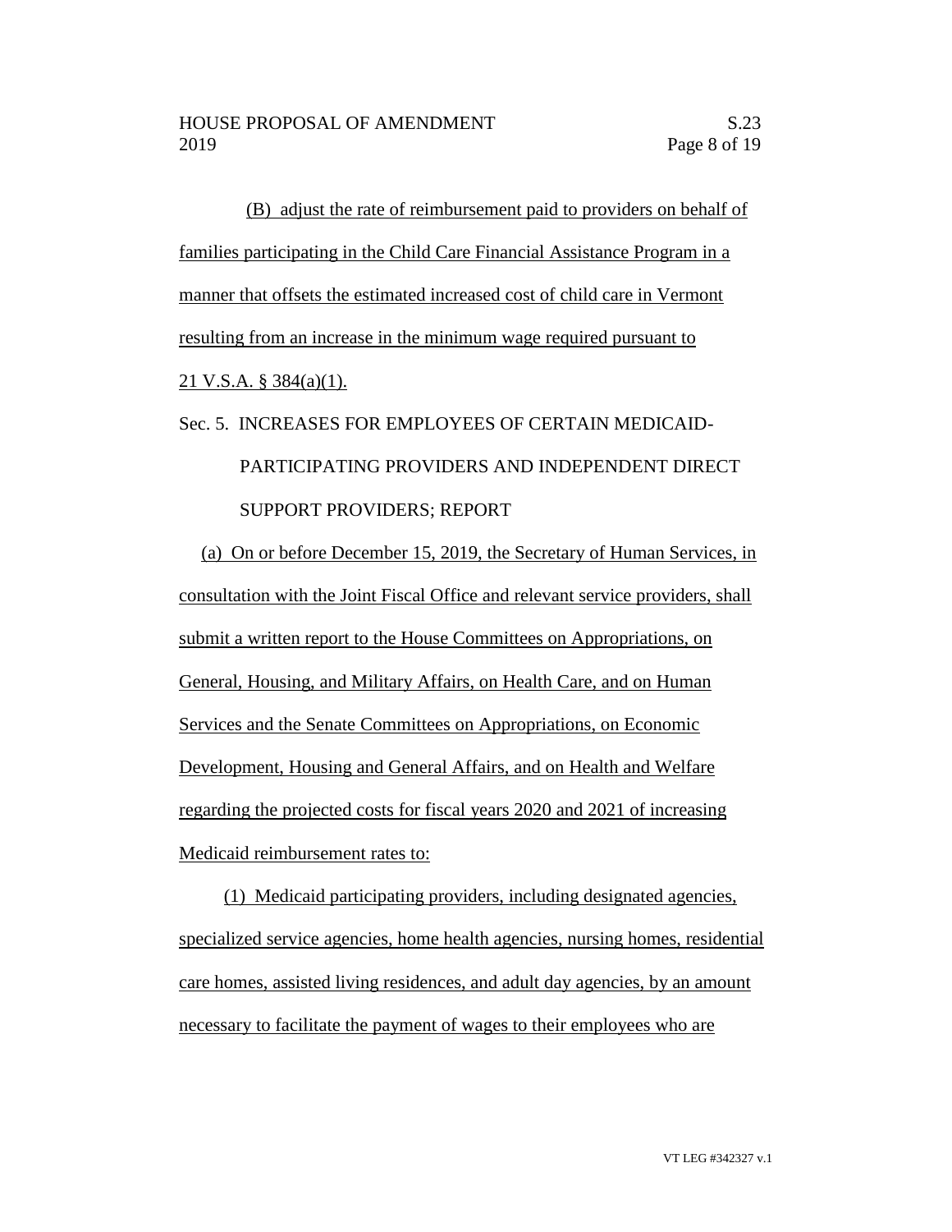(B) adjust the rate of reimbursement paid to providers on behalf of families participating in the Child Care Financial Assistance Program in a manner that offsets the estimated increased cost of child care in Vermont resulting from an increase in the minimum wage required pursuant to 21 V.S.A. § 384(a)(1).

Sec. 5. INCREASES FOR EMPLOYEES OF CERTAIN MEDICAID-PARTICIPATING PROVIDERS AND INDEPENDENT DIRECT SUPPORT PROVIDERS; REPORT

(a) On or before December 15, 2019, the Secretary of Human Services, in consultation with the Joint Fiscal Office and relevant service providers, shall submit a written report to the House Committees on Appropriations, on General, Housing, and Military Affairs, on Health Care, and on Human Services and the Senate Committees on Appropriations, on Economic Development, Housing and General Affairs, and on Health and Welfare regarding the projected costs for fiscal years 2020 and 2021 of increasing Medicaid reimbursement rates to:

(1) Medicaid participating providers, including designated agencies, specialized service agencies, home health agencies, nursing homes, residential care homes, assisted living residences, and adult day agencies, by an amount necessary to facilitate the payment of wages to their employees who are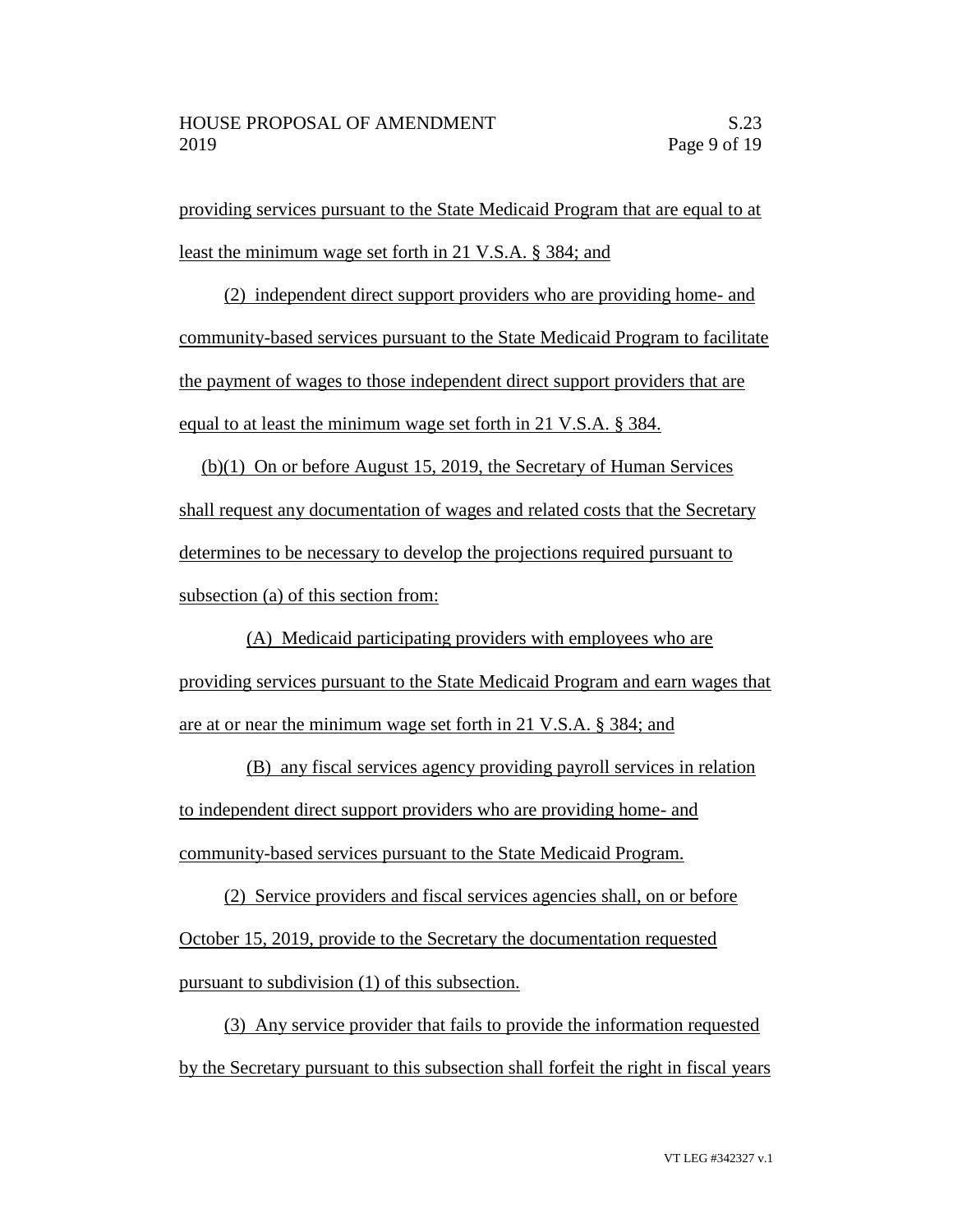providing services pursuant to the State Medicaid Program that are equal to at least the minimum wage set forth in 21 V.S.A. § 384; and

(2) independent direct support providers who are providing home- and community-based services pursuant to the State Medicaid Program to facilitate the payment of wages to those independent direct support providers that are equal to at least the minimum wage set forth in 21 V.S.A. § 384.

(b)(1) On or before August 15, 2019, the Secretary of Human Services shall request any documentation of wages and related costs that the Secretary determines to be necessary to develop the projections required pursuant to subsection (a) of this section from:

(A) Medicaid participating providers with employees who are providing services pursuant to the State Medicaid Program and earn wages that are at or near the minimum wage set forth in 21 V.S.A. § 384; and

(B) any fiscal services agency providing payroll services in relation to independent direct support providers who are providing home- and community-based services pursuant to the State Medicaid Program.

(2) Service providers and fiscal services agencies shall, on or before October 15, 2019, provide to the Secretary the documentation requested pursuant to subdivision (1) of this subsection.

(3) Any service provider that fails to provide the information requested by the Secretary pursuant to this subsection shall forfeit the right in fiscal years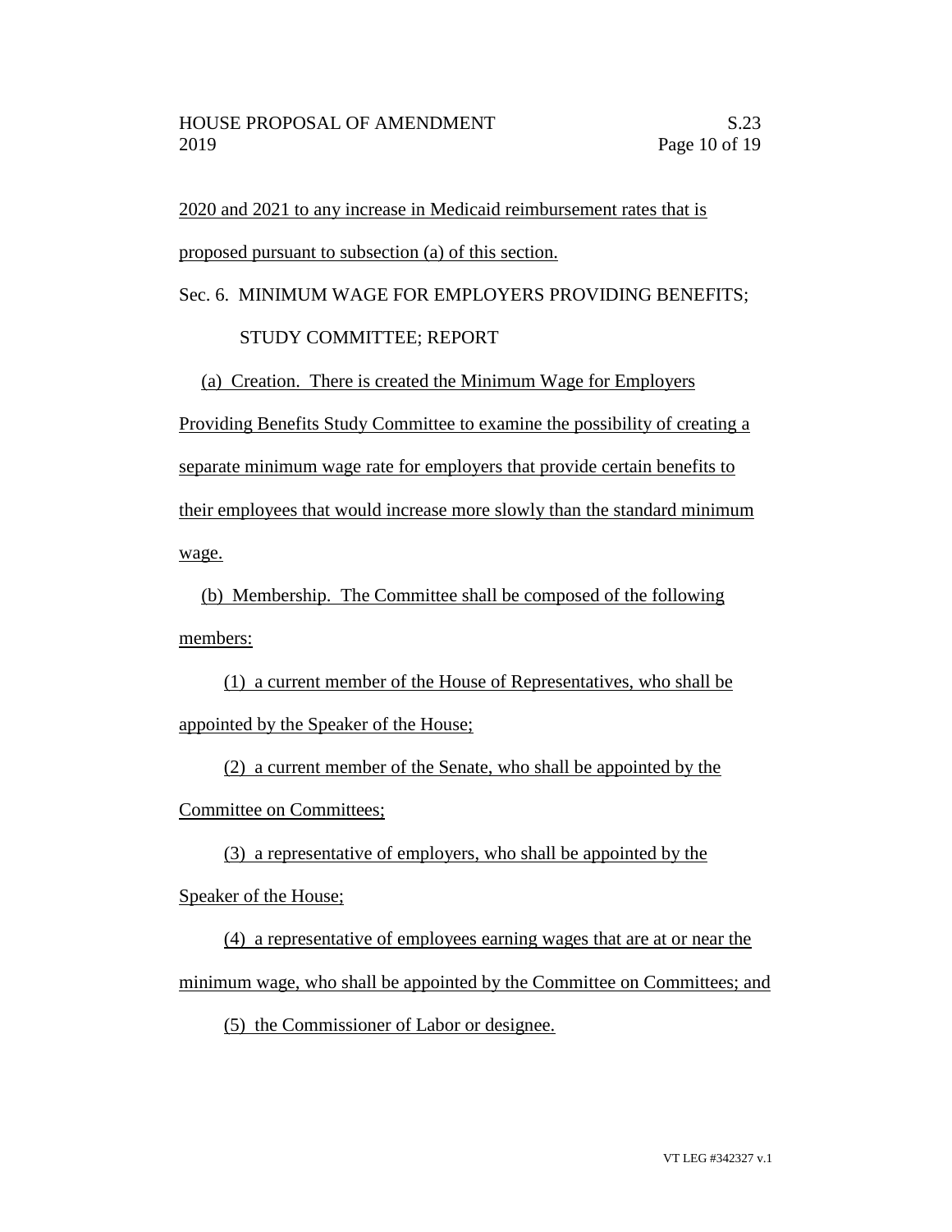2020 and 2021 to any increase in Medicaid reimbursement rates that is proposed pursuant to subsection (a) of this section.

Sec. 6. MINIMUM WAGE FOR EMPLOYERS PROVIDING BENEFITS; STUDY COMMITTEE; REPORT

(a) Creation. There is created the Minimum Wage for Employers Providing Benefits Study Committee to examine the possibility of creating a separate minimum wage rate for employers that provide certain benefits to their employees that would increase more slowly than the standard minimum wage.

(b) Membership. The Committee shall be composed of the following members:

(1) a current member of the House of Representatives, who shall be appointed by the Speaker of the House;

(2) a current member of the Senate, who shall be appointed by the Committee on Committees;

(3) a representative of employers, who shall be appointed by the Speaker of the House;

(4) a representative of employees earning wages that are at or near the minimum wage, who shall be appointed by the Committee on Committees; and

(5) the Commissioner of Labor or designee.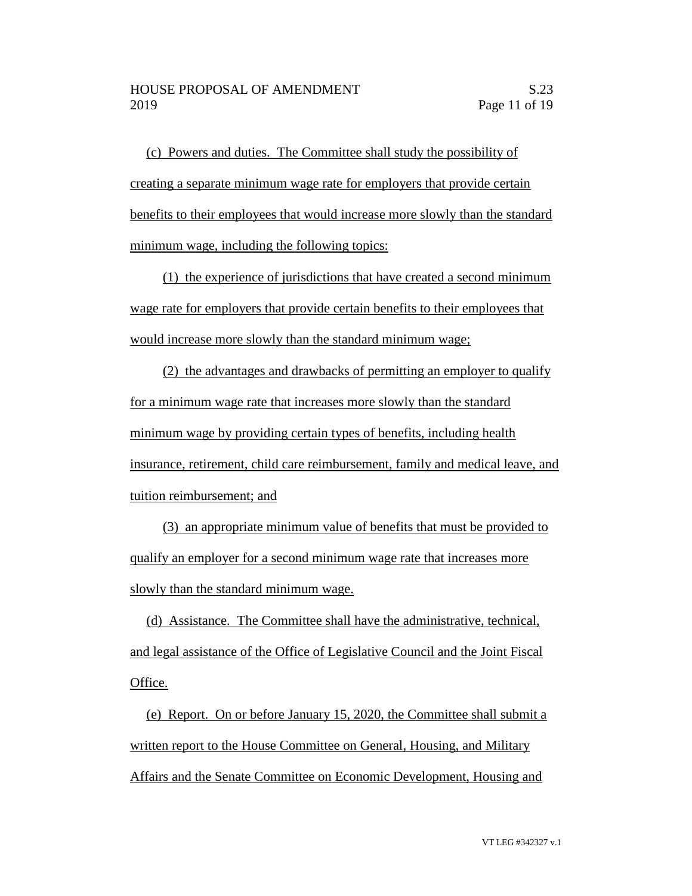(c) Powers and duties. The Committee shall study the possibility of creating a separate minimum wage rate for employers that provide certain benefits to their employees that would increase more slowly than the standard minimum wage, including the following topics:

(1) the experience of jurisdictions that have created a second minimum wage rate for employers that provide certain benefits to their employees that would increase more slowly than the standard minimum wage;

(2) the advantages and drawbacks of permitting an employer to qualify for a minimum wage rate that increases more slowly than the standard minimum wage by providing certain types of benefits, including health insurance, retirement, child care reimbursement, family and medical leave, and tuition reimbursement; and

(3) an appropriate minimum value of benefits that must be provided to qualify an employer for a second minimum wage rate that increases more slowly than the standard minimum wage.

(d) Assistance. The Committee shall have the administrative, technical, and legal assistance of the Office of Legislative Council and the Joint Fiscal Office.

(e) Report. On or before January 15, 2020, the Committee shall submit a written report to the House Committee on General, Housing, and Military Affairs and the Senate Committee on Economic Development, Housing and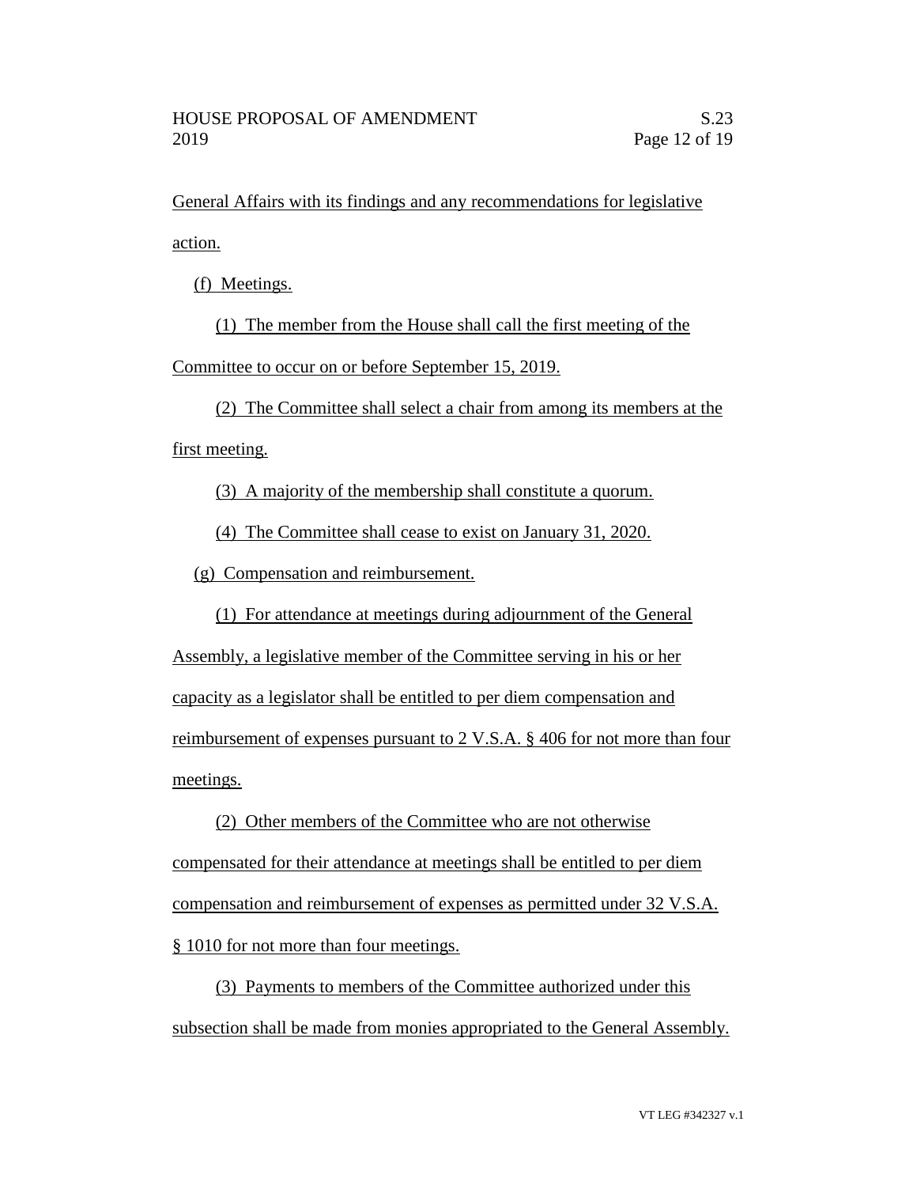General Affairs with its findings and any recommendations for legislative action.

(f) Meetings.

(1) The member from the House shall call the first meeting of the Committee to occur on or before September 15, 2019.

(2) The Committee shall select a chair from among its members at the first meeting.

(3) A majority of the membership shall constitute a quorum.

(4) The Committee shall cease to exist on January 31, 2020.

(g) Compensation and reimbursement.

(1) For attendance at meetings during adjournment of the General Assembly, a legislative member of the Committee serving in his or her capacity as a legislator shall be entitled to per diem compensation and reimbursement of expenses pursuant to 2 V.S.A. § 406 for not more than four meetings.

(2) Other members of the Committee who are not otherwise compensated for their attendance at meetings shall be entitled to per diem compensation and reimbursement of expenses as permitted under 32 V.S.A. § 1010 for not more than four meetings.

(3) Payments to members of the Committee authorized under this subsection shall be made from monies appropriated to the General Assembly.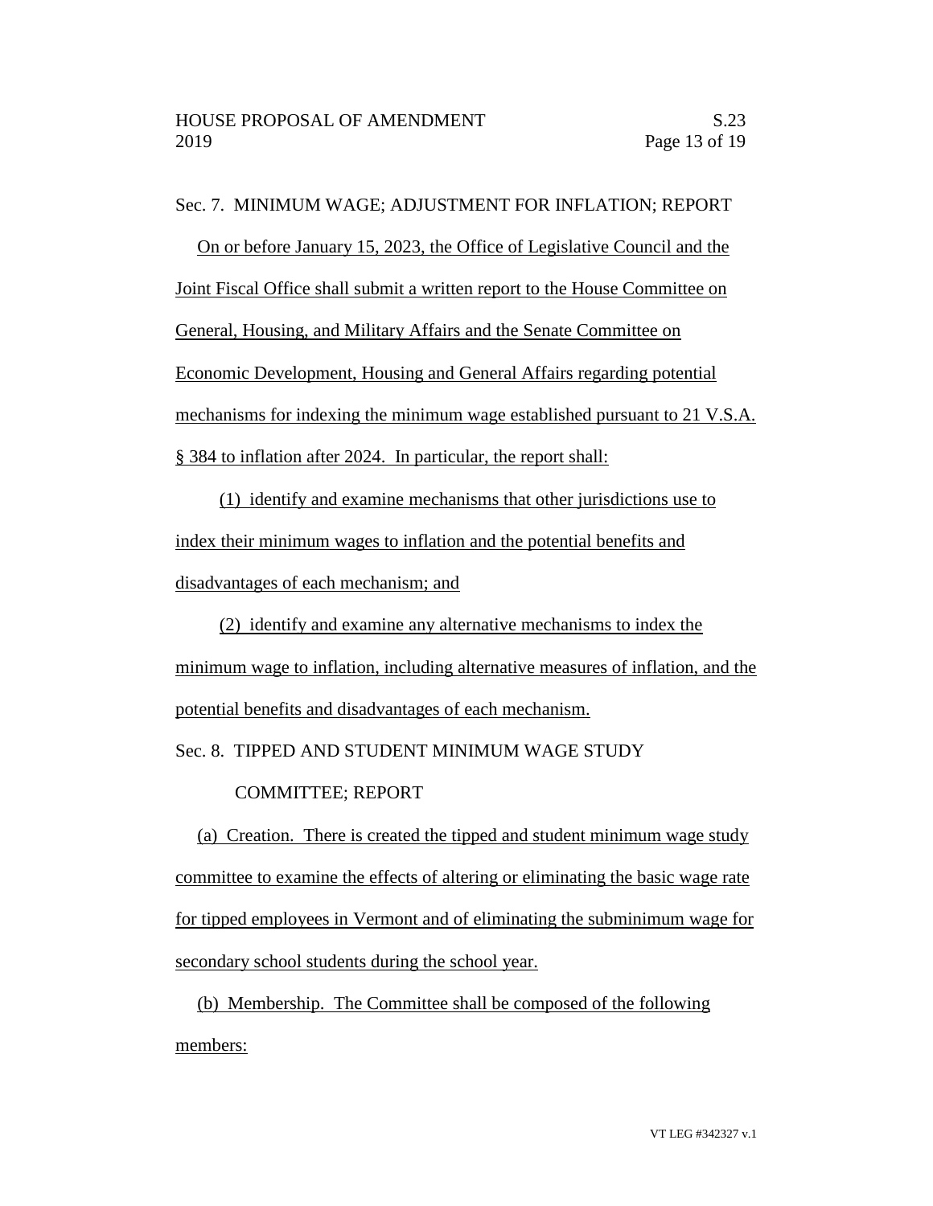Sec. 7. MINIMUM WAGE; ADJUSTMENT FOR INFLATION; REPORT

On or before January 15, 2023, the Office of Legislative Council and the Joint Fiscal Office shall submit a written report to the House Committee on General, Housing, and Military Affairs and the Senate Committee on Economic Development, Housing and General Affairs regarding potential mechanisms for indexing the minimum wage established pursuant to 21 V.S.A. § 384 to inflation after 2024. In particular, the report shall:

(1) identify and examine mechanisms that other jurisdictions use to index their minimum wages to inflation and the potential benefits and disadvantages of each mechanism; and

(2) identify and examine any alternative mechanisms to index the minimum wage to inflation, including alternative measures of inflation, and the potential benefits and disadvantages of each mechanism.

Sec. 8. TIPPED AND STUDENT MINIMUM WAGE STUDY COMMITTEE; REPORT

(a) Creation. There is created the tipped and student minimum wage study committee to examine the effects of altering or eliminating the basic wage rate for tipped employees in Vermont and of eliminating the subminimum wage for secondary school students during the school year.

(b) Membership. The Committee shall be composed of the following members: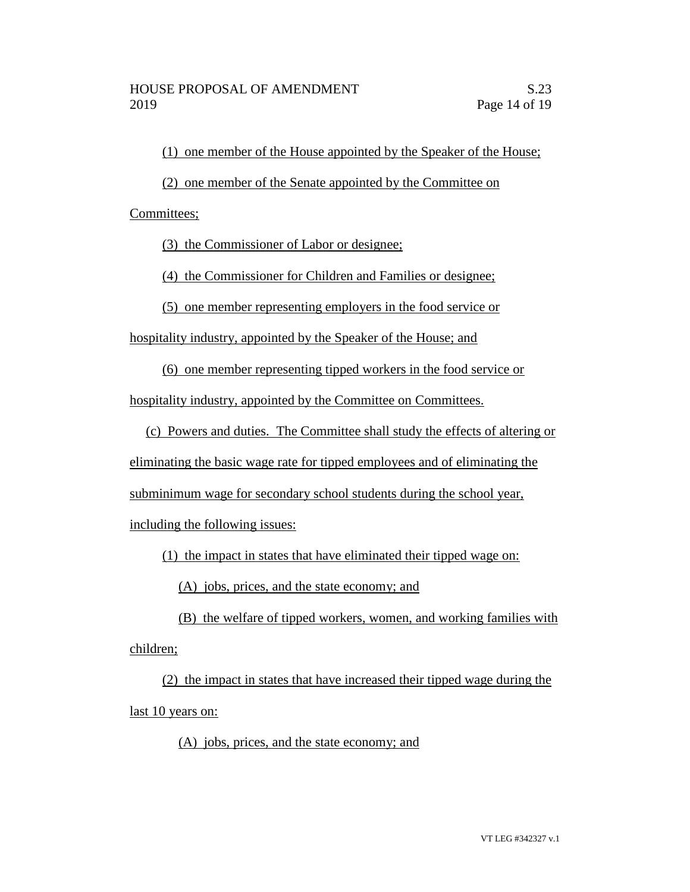(1) one member of the House appointed by the Speaker of the House;

(2) one member of the Senate appointed by the Committee on Committees;

(3) the Commissioner of Labor or designee;

(4) the Commissioner for Children and Families or designee;

(5) one member representing employers in the food service or hospitality industry, appointed by the Speaker of the House; and

(6) one member representing tipped workers in the food service or hospitality industry, appointed by the Committee on Committees.

(c) Powers and duties. The Committee shall study the effects of altering or eliminating the basic wage rate for tipped employees and of eliminating the subminimum wage for secondary school students during the school year, including the following issues:

(1) the impact in states that have eliminated their tipped wage on:

(A) jobs, prices, and the state economy; and

(B) the welfare of tipped workers, women, and working families with children;

(2) the impact in states that have increased their tipped wage during the last 10 years on:

(A) jobs, prices, and the state economy; and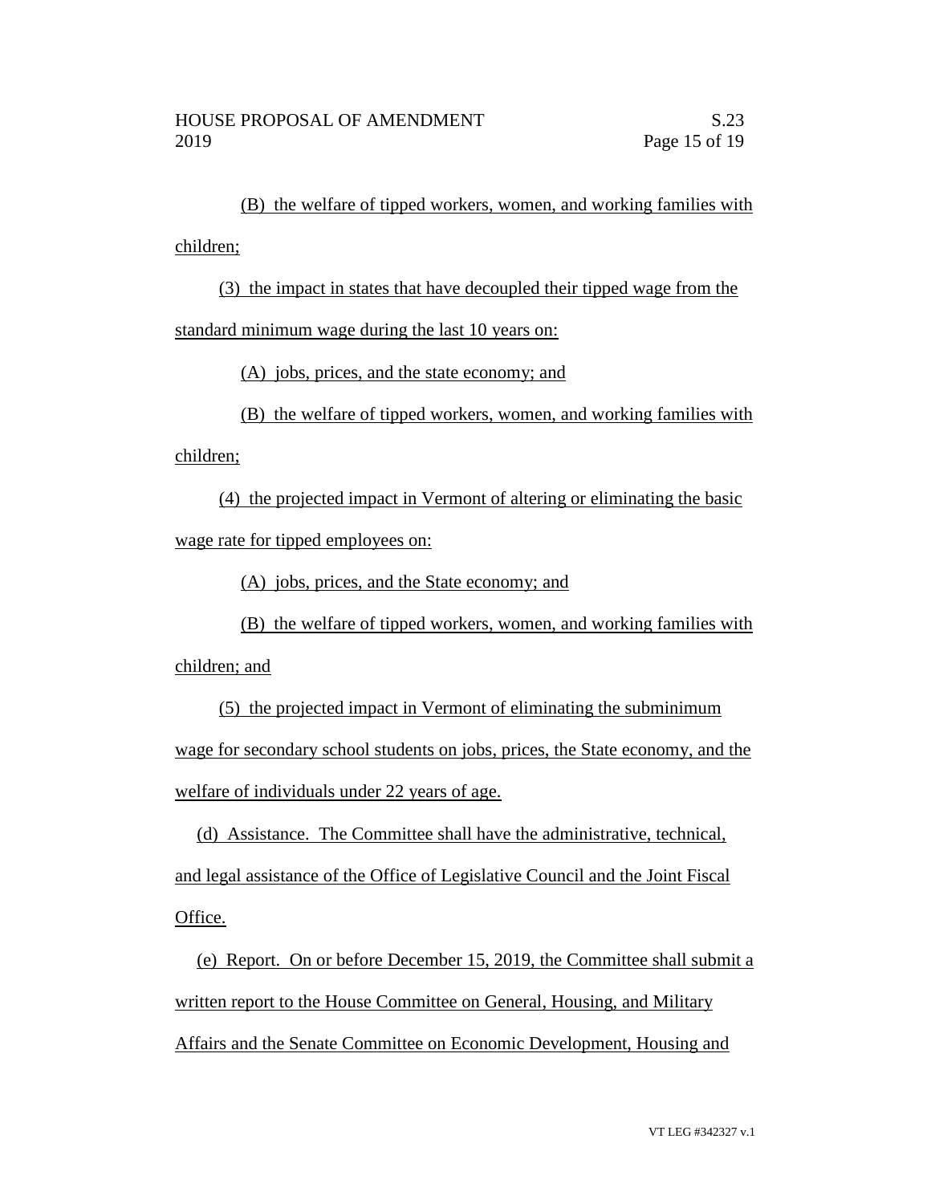(B) the welfare of tipped workers, women, and working families with children;

(3) the impact in states that have decoupled their tipped wage from the standard minimum wage during the last 10 years on:

(A) jobs, prices, and the state economy; and

(B) the welfare of tipped workers, women, and working families with children;

(4) the projected impact in Vermont of altering or eliminating the basic wage rate for tipped employees on:

(A) jobs, prices, and the State economy; and

(B) the welfare of tipped workers, women, and working families with children; and

(5) the projected impact in Vermont of eliminating the subminimum wage for secondary school students on jobs, prices, the State economy, and the welfare of individuals under 22 years of age.

(d) Assistance. The Committee shall have the administrative, technical, and legal assistance of the Office of Legislative Council and the Joint Fiscal Office.

(e) Report. On or before December 15, 2019, the Committee shall submit a written report to the House Committee on General, Housing, and Military Affairs and the Senate Committee on Economic Development, Housing and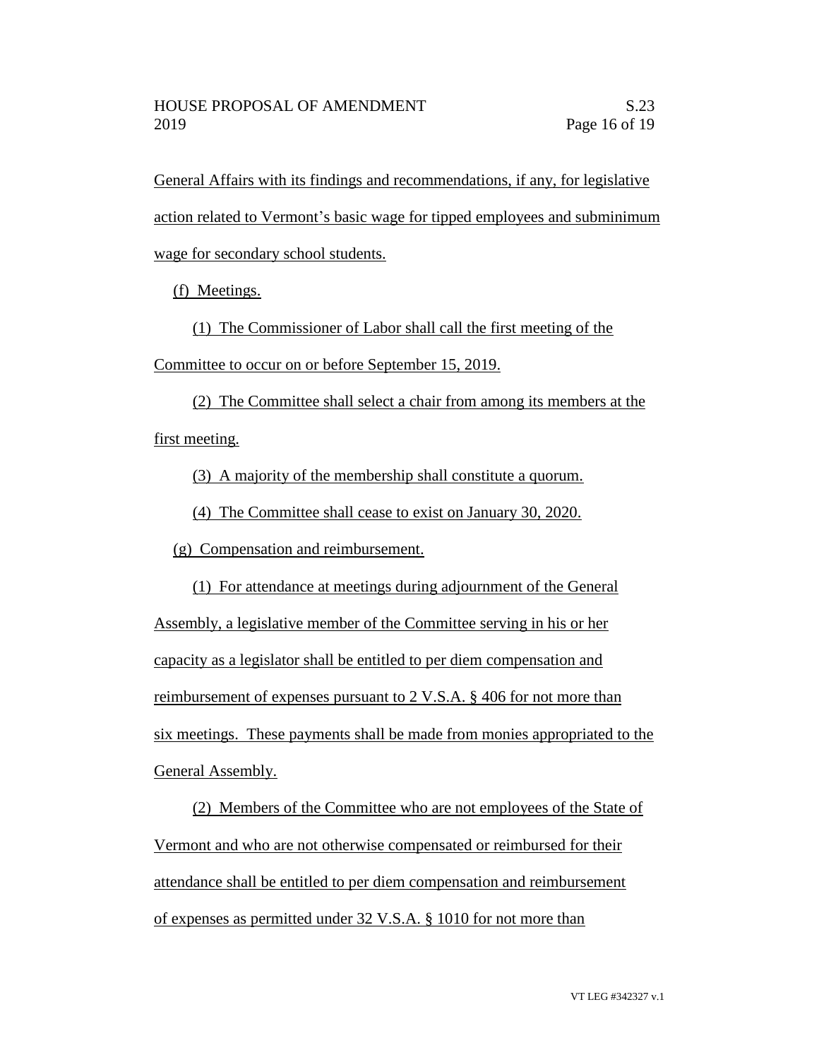General Affairs with its findings and recommendations, if any, for legislative action related to Vermont's basic wage for tipped employees and subminimum wage for secondary school students.

(f) Meetings.

(1) The Commissioner of Labor shall call the first meeting of the Committee to occur on or before September 15, 2019.

(2) The Committee shall select a chair from among its members at the first meeting.

(3) A majority of the membership shall constitute a quorum.

(4) The Committee shall cease to exist on January 30, 2020.

(g) Compensation and reimbursement.

(1) For attendance at meetings during adjournment of the General Assembly, a legislative member of the Committee serving in his or her capacity as a legislator shall be entitled to per diem compensation and reimbursement of expenses pursuant to 2 V.S.A. § 406 for not more than six meetings. These payments shall be made from monies appropriated to the General Assembly.

(2) Members of the Committee who are not employees of the State of Vermont and who are not otherwise compensated or reimbursed for their attendance shall be entitled to per diem compensation and reimbursement of expenses as permitted under 32 V.S.A. § 1010 for not more than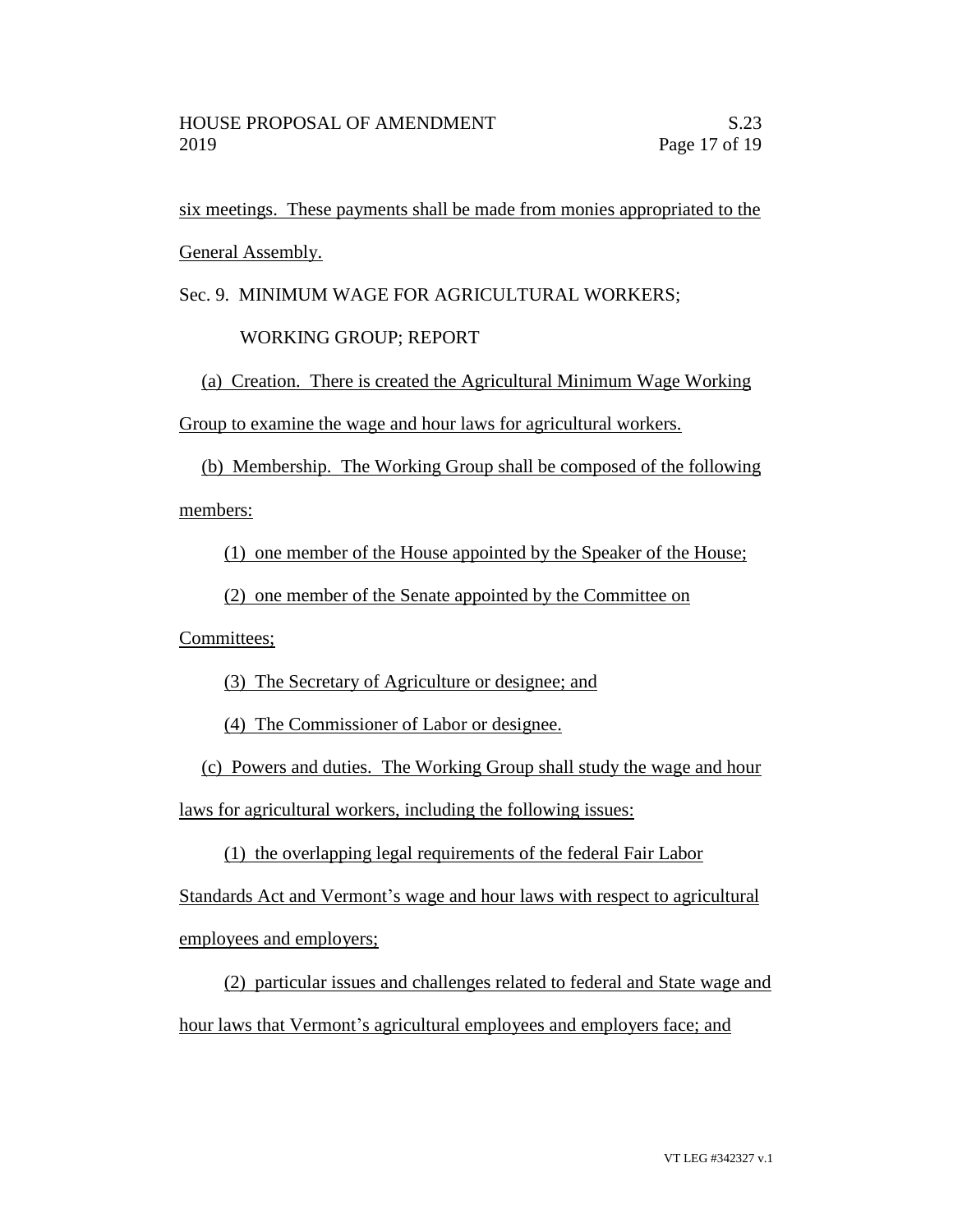six meetings. These payments shall be made from monies appropriated to the General Assembly.

Sec. 9. MINIMUM WAGE FOR AGRICULTURAL WORKERS; WORKING GROUP; REPORT

(a) Creation. There is created the Agricultural Minimum Wage Working Group to examine the wage and hour laws for agricultural workers.

(b) Membership. The Working Group shall be composed of the following members:

(1) one member of the House appointed by the Speaker of the House;

(2) one member of the Senate appointed by the Committee on Committees;

(3) The Secretary of Agriculture or designee; and

(4) The Commissioner of Labor or designee.

(c) Powers and duties. The Working Group shall study the wage and hour laws for agricultural workers, including the following issues:

(1) the overlapping legal requirements of the federal Fair Labor Standards Act and Vermont's wage and hour laws with respect to agricultural employees and employers;

(2) particular issues and challenges related to federal and State wage and hour laws that Vermont's agricultural employees and employers face; and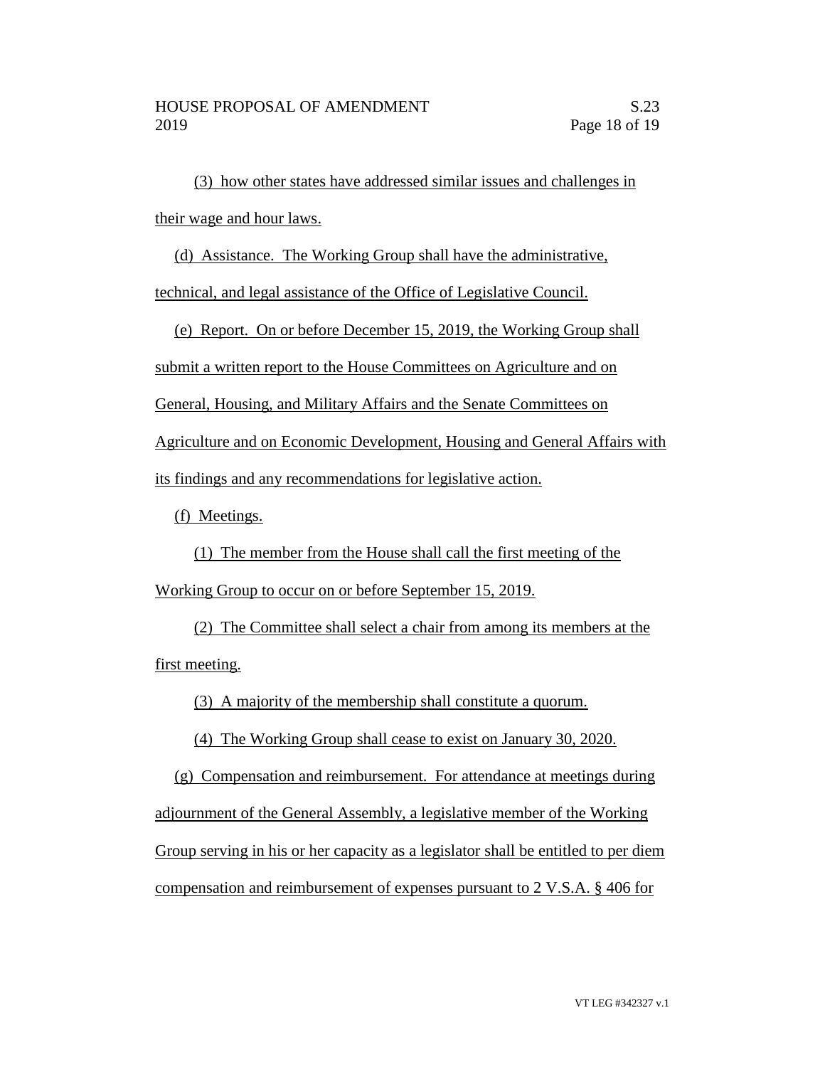(3) how other states have addressed similar issues and challenges in their wage and hour laws.

(d) Assistance. The Working Group shall have the administrative, technical, and legal assistance of the Office of Legislative Council.

(e) Report. On or before December 15, 2019, the Working Group shall submit a written report to the House Committees on Agriculture and on General, Housing, and Military Affairs and the Senate Committees on Agriculture and on Economic Development, Housing and General Affairs with its findings and any recommendations for legislative action.

(f) Meetings.

(1) The member from the House shall call the first meeting of the Working Group to occur on or before September 15, 2019.

(2) The Committee shall select a chair from among its members at the first meeting.

(3) A majority of the membership shall constitute a quorum.

(4) The Working Group shall cease to exist on January 30, 2020.

(g) Compensation and reimbursement. For attendance at meetings during adjournment of the General Assembly, a legislative member of the Working Group serving in his or her capacity as a legislator shall be entitled to per diem compensation and reimbursement of expenses pursuant to 2 V.S.A. § 406 for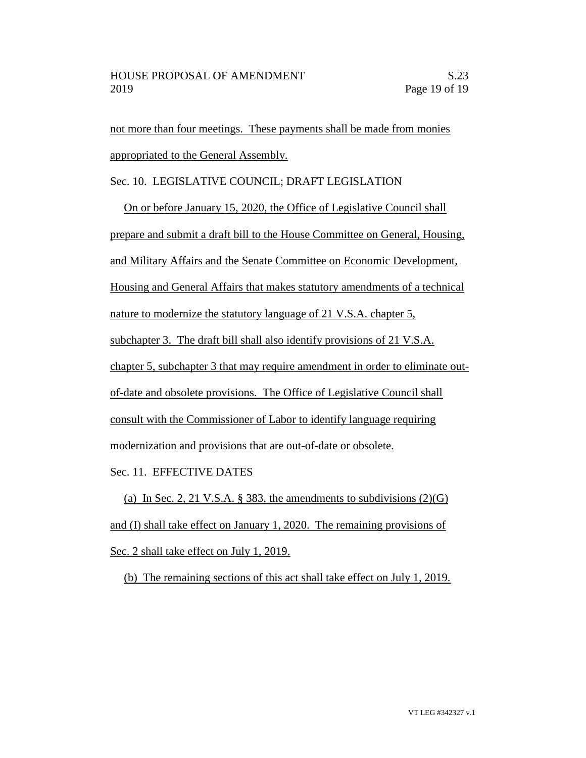not more than four meetings. These payments shall be made from monies appropriated to the General Assembly.

Sec. 10. LEGISLATIVE COUNCIL; DRAFT LEGISLATION

On or before January 15, 2020, the Office of Legislative Council shall prepare and submit a draft bill to the House Committee on General, Housing, and Military Affairs and the Senate Committee on Economic Development, Housing and General Affairs that makes statutory amendments of a technical nature to modernize the statutory language of 21 V.S.A. chapter 5, subchapter 3. The draft bill shall also identify provisions of 21 V.S.A. chapter 5, subchapter 3 that may require amendment in order to eliminate out-of-date and obsolete provisions. The Office of Legislative Council shall consult with the Commissioner of Labor to identify language requiring modernization and provisions that are out-of-date or obsolete.

Sec. 11. EFFECTIVE DATES

(a) In Sec. 2, 21 V.S.A. § 383, the amendments to subdivisions (2)(G) and (I) shall take effect on January 1, 2020. The remaining provisions of Sec. 2 shall take effect on July 1, 2019.

(b) The remaining sections of this act shall take effect on July 1, 2019.